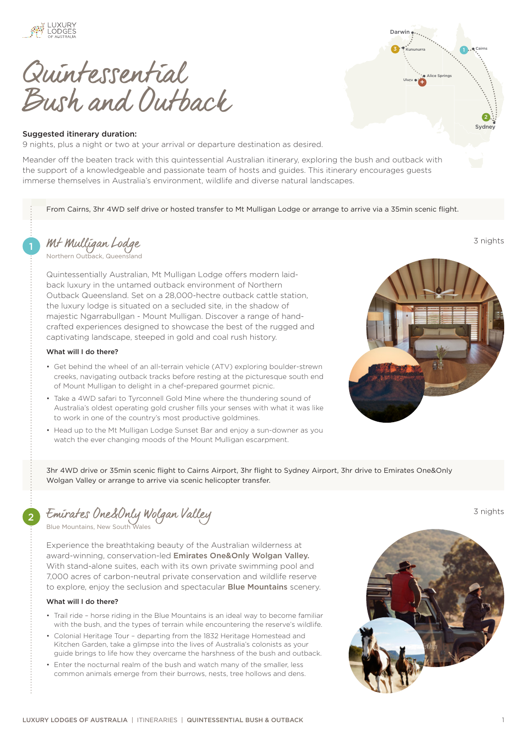# Quintessential Bush and Outback

**Suggested itinerary duration:**

9 nights, plus a night or two at your arrival or departure destination as desired.

Meander off the beaten track with this quintessential Australian itinerary, exploring the bush and outback with the support of a knowledgeable and passionate team of hosts and guides. This itinerary encourages guests immerse themselves in Australia's environment, wildlife and diverse natural landscapes.

From Cairns, 3hr 4WD self drive or hosted transfer to Mt Mulligan Lodge or arrange to arrive via a 35min scenic flight.

## 1 Mt Mulligan Lodge

Northern Outback, Queensland

3 nights

Quintessentially Australian, Mt Mulligan Lodge offers modern laid-back luxury in the untamed outback environment of Northern Outback Queensland. Set on a 28,000-hectre outback cattle station, the luxury lodge is situated on a secluded site, in the shadow of majestic Ngarrabullgan - Mount Mulligan. Discover a range of hand-crafted experiences designed to showcase the best of the rugged and captivating landscape, steeped in gold and coal rush history.

**What will I do there?**

- Get behind the wheel of an all-terrain vehicle (ATV) exploring boulder-strewn creeks, navigating outback tracks before resting at the picturesque south end of Mount Mulligan to delight in a chef-prepared gourmet picnic.
- Take a 4WD safari to Tyrconnell Gold Mine where the thundering sound of Australia's oldest operating gold crusher fills your senses with what it was like to work in one of the country's most productive goldmines.
- Head up to the Mt Mulligan Lodge Sunset Bar and enjoy a sun-downer as you watch the ever changing moods of the Mount Mulligan escarpment.

3hr 4WD drive or 35min scenic flight to Cairns Airport, 3hr flight to Sydney Airport, 3hr drive to Emirates One&Only Wolgan Valley or arrange to arrive via scenic helicopter transfer.

## 2 Emirates One&Only Wolgan Valley

Blue Mountains, New South Wales

3 nights

Experience the breathtaking beauty of the Australian wilderness at award-winning, conservation-led **Emirates One&Only Wolgan Valley.** With stand-alone suites, each with its own private swimming pool and 7,000 acres of carbon-neutral private conservation and wildlife reserve to explore, enjoy the seclusion and spectacular **Blue Mountains** scenery.

**What will I do there?**

- Trail ride – horse riding in the Blue Mountains is an ideal way to become familiar with the bush, and the types of terrain while encountering the reserve's wildlife.
- Colonial Heritage Tour – departing from the 1832 Heritage Homestead and Kitchen Garden, take a glimpse into the lives of Australia's colonists as your guide brings to life how they overcame the harshness of the bush and outback.
- Enter the nocturnal realm of the bush and watch many of the smaller, less common animals emerge from their burrows, nests, tree hollows and dens.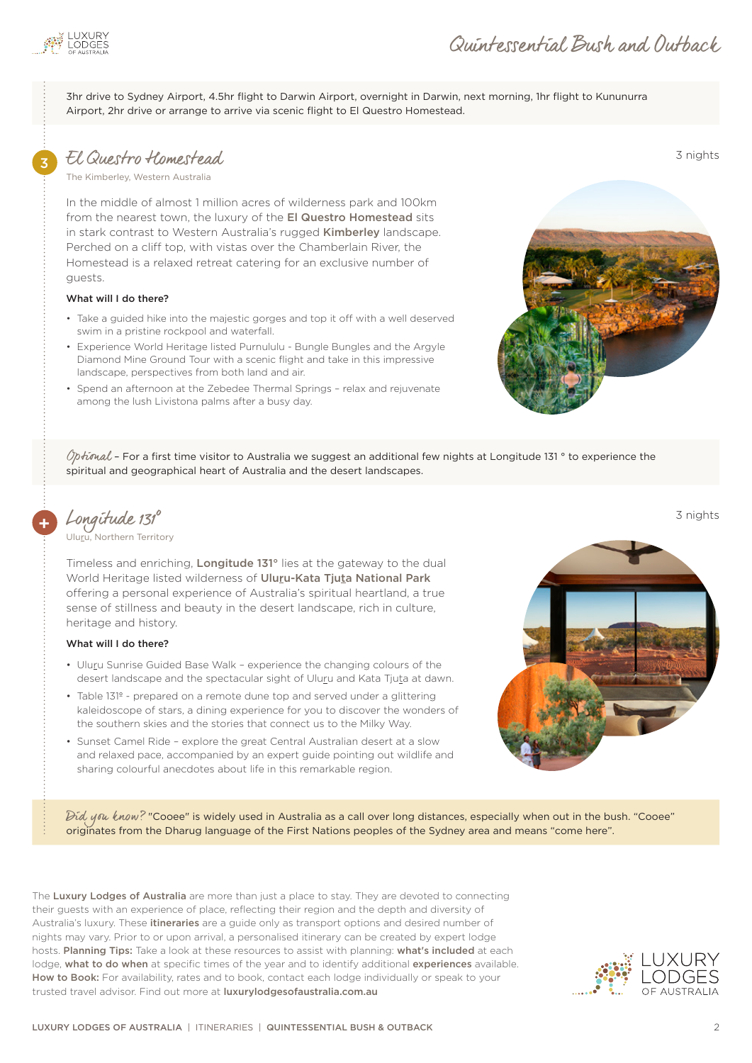3hr drive to Sydney Airport, 4.5hr flight to Darwin Airport, overnight in Darwin, next morning, 1hr flight to Kununurra Airport, 2hr drive or arrange to arrive via scenic flight to El Questro Homestead.

## 3 El Questro Homestead

The Kimberley, Western Australia

3 nights

In the middle of almost 1 million acres of wilderness park and 100km from the nearest town, the luxury of the **El Questro Homestead** sits in stark contrast to Western Australia's rugged **Kimberley** landscape. Perched on a cliff top, with vistas over the Chamberlain River, the Homestead is a relaxed retreat catering for an exclusive number of guests.

**What will I do there?**

- Take a guided hike into the majestic gorges and top it off with a well deserved swim in a pristine rockpool and waterfall.
- Experience World Heritage listed Purnululu - Bungle Bungles and the Argyle Diamond Mine Ground Tour with a scenic flight and take in this impressive landscape, perspectives from both land and air.
- Spend an afternoon at the Zebedee Thermal Springs – relax and rejuvenate among the lush Livistona palms after a busy day.

*Optional* – For a first time visitor to Australia we suggest an additional few nights at Longitude 131 ° to experience the spiritual and geographical heart of Australia and the desert landscapes.

## + Longitude 131°

Uluṟu, Northern Territory

3 nights

Timeless and enriching, **Longitude 131°** lies at the gateway to the dual World Heritage listed wilderness of **Uluṟu-Kata Tjuṯa National Park** offering a personal experience of Australia's spiritual heartland, a true sense of stillness and beauty in the desert landscape, rich in culture, heritage and history.

**What will I do there?**

- Uluṟu Sunrise Guided Base Walk – experience the changing colours of the desert landscape and the spectacular sight of Uluṟu and Kata Tjuṯa at dawn.
- Table 131º - prepared on a remote dune top and served under a glittering kaleidoscope of stars, a dining experience for you to discover the wonders of the southern skies and the stories that connect us to the Milky Way.
- Sunset Camel Ride – explore the great Central Australian desert at a slow and relaxed pace, accompanied by an expert guide pointing out wildlife and sharing colourful anecdotes about life in this remarkable region.

*Did you know?* "Cooee" is widely used in Australia as a call over long distances, especially when out in the bush. "Cooee" originates from the Dharug language of the First Nations peoples of the Sydney area and means "come here".

The **Luxury Lodges of Australia** are more than just a place to stay. They are devoted to connecting their guests with an experience of place, reflecting their region and the depth and diversity of Australia's luxury. These **itineraries** are a guide only as transport options and desired number of nights may vary. Prior to or upon arrival, a personalised itinerary can be created by expert lodge hosts. **Planning Tips:** Take a look at these resources to assist with planning: **what's included** at each lodge, **what to do when** at specific times of the year and to identify additional **experiences** available. **How to Book:** For availability, rates and to book, contact each lodge individually or speak to your trusted travel advisor. Find out more at **luxurylodgesofaustralia.com.au**